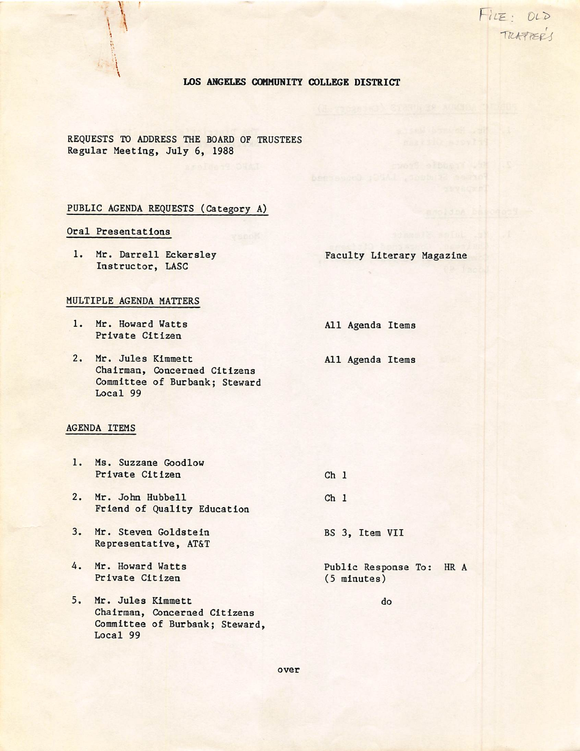FILE: OLD TRAPPER'S

# LOS ANGELES COMMUNITY COLLEGE DISTRICT

REQUESTS TO ADDRESS THE BOARD OF TRUSTEES
Regular Meeting, July 6, 1988

## PUBLIC AGENDA REQUESTS (Category A)

### Oral Presentations

1. Mr. Darrell Eckersley
   Instructor, LASC — Faculty Literary Magazine

### MULTIPLE AGENDA MATTERS

1. Mr. Howard Watts
   Private Citizen — All Agenda Items

2. Mr. Jules Kimmett
   Chairman, Concerned Citizens Committee of Burbank; Steward Local 99 — All Agenda Items

### AGENDA ITEMS

1. Ms. Suzzane Goodlow
   Private Citizen — Ch 1

2. Mr. John Hubbell
   Friend of Quality Education — Ch 1

3. Mr. Steven Goldstein
   Representative, AT&T — BS 3, Item VII

4. Mr. Howard Watts
   Private Citizen — Public Response To: HR A (5 minutes)

5. Mr. Jules Kimmett
   Chairman, Concerned Citizens Committee of Burbank; Steward, Local 99 — do

over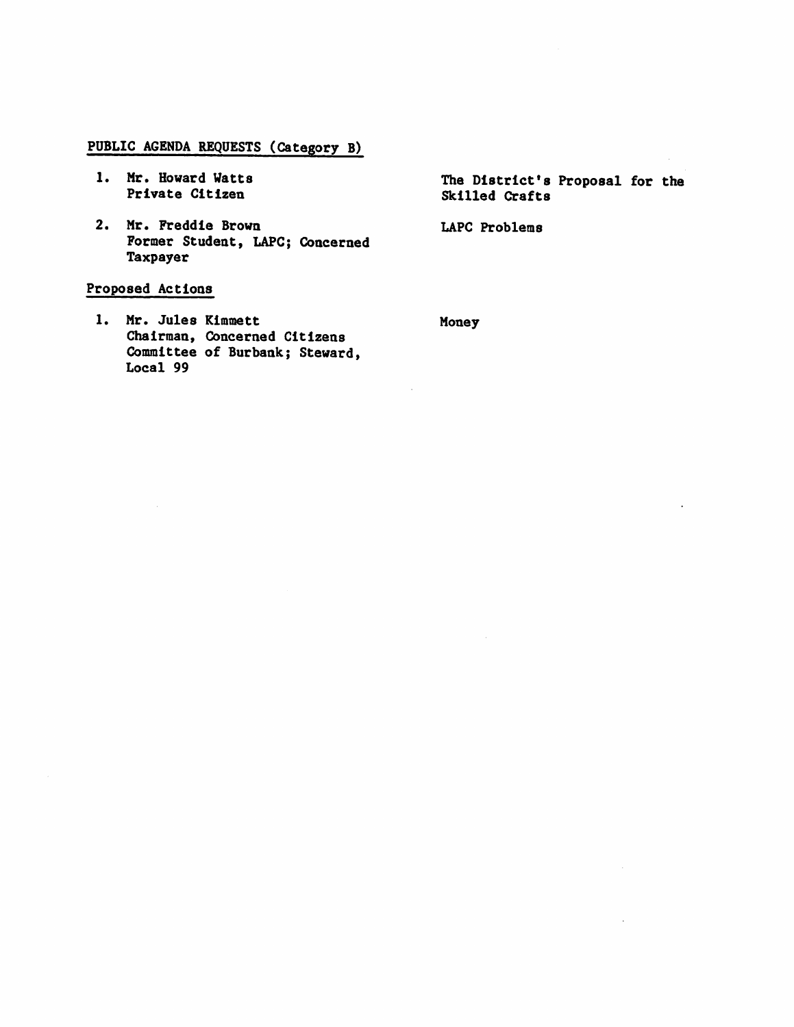PUBLIC AGENDA REQUESTS (Category B)

| | |
|---|---|
| 1. Mr. Howard Watts<br>Private Citizen | The District's Proposal for the Skilled Crafts |
| 2. Mr. Freddie Brown<br>Former Student, LAPC; Concerned Taxpayer | LAPC Problems |

Proposed Actions

| | |
|---|---|
| 1. Mr. Jules Kimmett<br>Chairman, Concerned Citizens Committee of Burbank; Steward, Local 99 | Money |